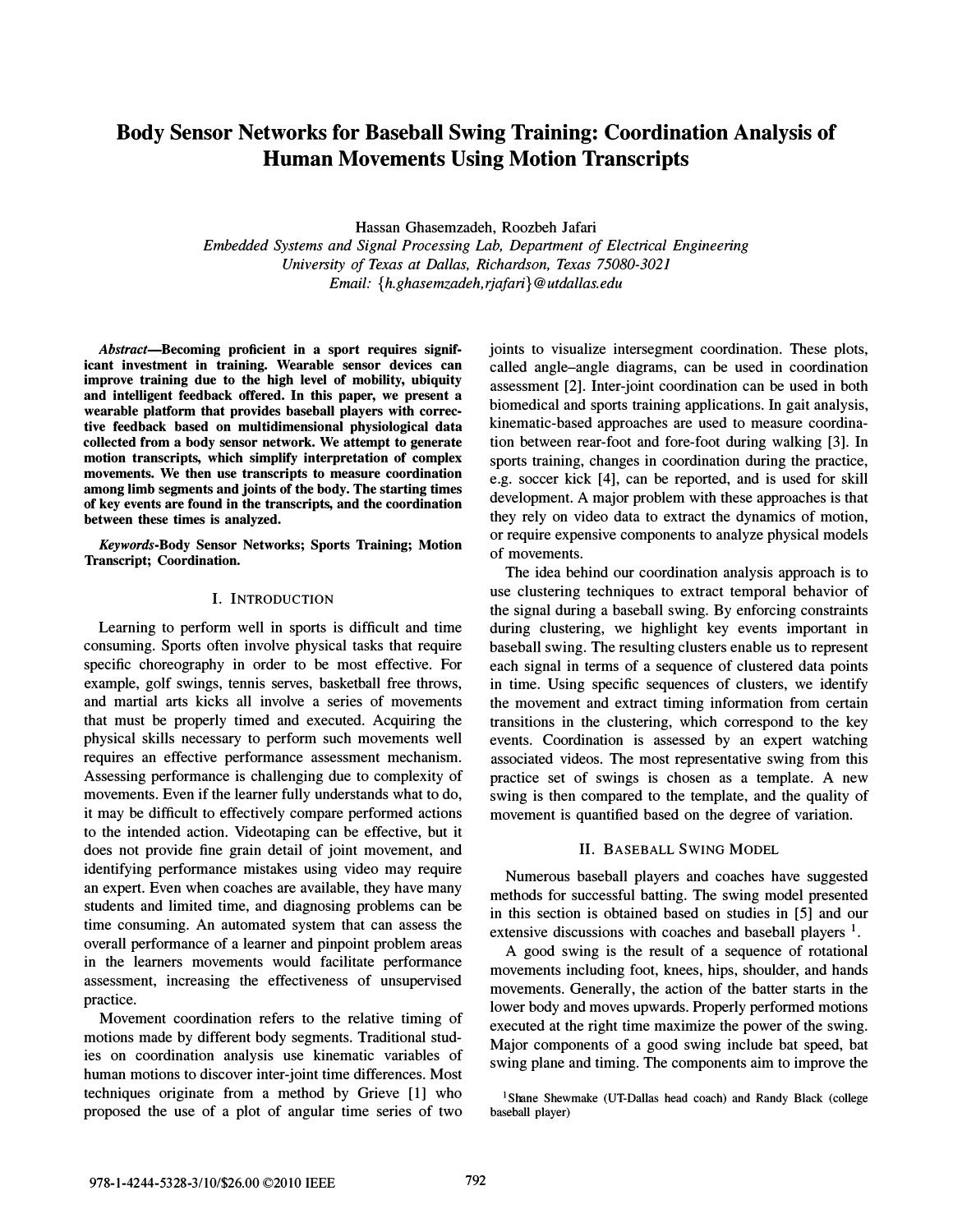# Body Sensor Networks for Baseball Swing Training: Coordination Analysis of Human Movements Using Motion Transcripts

Hassan Ghasemzadeh, Roozbeh Jafari

*Embedded Systems and Signal Processing Lab, Department of Electrical Engineering*
*University of Texas at Dallas, Richardson, Texas 75080-3021*
*Email: {h.ghasemzadeh,rjafari}@utdallas.edu*

***Abstract*—Becoming proficient in a sport requires significant investment in training. Wearable sensor devices can improve training due to the high level of mobility, ubiquity and intelligent feedback offered. In this paper, we present a wearable platform that provides baseball players with corrective feedback based on multidimensional physiological data collected from a body sensor network. We attempt to generate motion transcripts, which simplify interpretation of complex movements. We then use transcripts to measure coordination among limb segments and joints of the body. The starting times of key events are found in the transcripts, and the coordination between these times is analyzed.**

***Keywords*-Body Sensor Networks; Sports Training; Motion Transcript; Coordination.**

## I. Introduction

Learning to perform well in sports is difficult and time consuming. Sports often involve physical tasks that require specific choreography in order to be most effective. For example, golf swings, tennis serves, basketball free throws, and martial arts kicks all involve a series of movements that must be properly timed and executed. Acquiring the physical skills necessary to perform such movements well requires an effective performance assessment mechanism. Assessing performance is challenging due to complexity of movements. Even if the learner fully understands what to do, it may be difficult to effectively compare performed actions to the intended action. Videotaping can be effective, but it does not provide fine grain detail of joint movement, and identifying performance mistakes using video may require an expert. Even when coaches are available, they have many students and limited time, and diagnosing problems can be time consuming. An automated system that can assess the overall performance of a learner and pinpoint problem areas in the learners movements would facilitate performance assessment, increasing the effectiveness of unsupervised practice.

Movement coordination refers to the relative timing of motions made by different body segments. Traditional studies on coordination analysis use kinematic variables of human motions to discover inter-joint time differences. Most techniques originate from a method by Grieve [1] who proposed the use of a plot of angular time series of two joints to visualize intersegment coordination. These plots, called angle–angle diagrams, can be used in coordination assessment [2]. Inter-joint coordination can be used in both biomedical and sports training applications. In gait analysis, kinematic-based approaches are used to measure coordination between rear-foot and fore-foot during walking [3]. In sports training, changes in coordination during the practice, e.g. soccer kick [4], can be reported, and is used for skill development. A major problem with these approaches is that they rely on video data to extract the dynamics of motion, or require expensive components to analyze physical models of movements.

The idea behind our coordination analysis approach is to use clustering techniques to extract temporal behavior of the signal during a baseball swing. By enforcing constraints during clustering, we highlight key events important in baseball swing. The resulting clusters enable us to represent each signal in terms of a sequence of clustered data points in time. Using specific sequences of clusters, we identify the movement and extract timing information from certain transitions in the clustering, which correspond to the key events. Coordination is assessed by an expert watching associated videos. The most representative swing from this practice set of swings is chosen as a template. A new swing is then compared to the template, and the quality of movement is quantified based on the degree of variation.

## II. Baseball Swing Model

Numerous baseball players and coaches have suggested methods for successful batting. The swing model presented in this section is obtained based on studies in [5] and our extensive discussions with coaches and baseball players [1].

A good swing is the result of a sequence of rotational movements including foot, knees, hips, shoulder, and hands movements. Generally, the action of the batter starts in the lower body and moves upwards. Properly performed motions executed at the right time maximize the power of the swing. Major components of a good swing include bat speed, bat swing plane and timing. The components aim to improve the

[1] Shane Shewmake (UT-Dallas head coach) and Randy Black (college baseball player)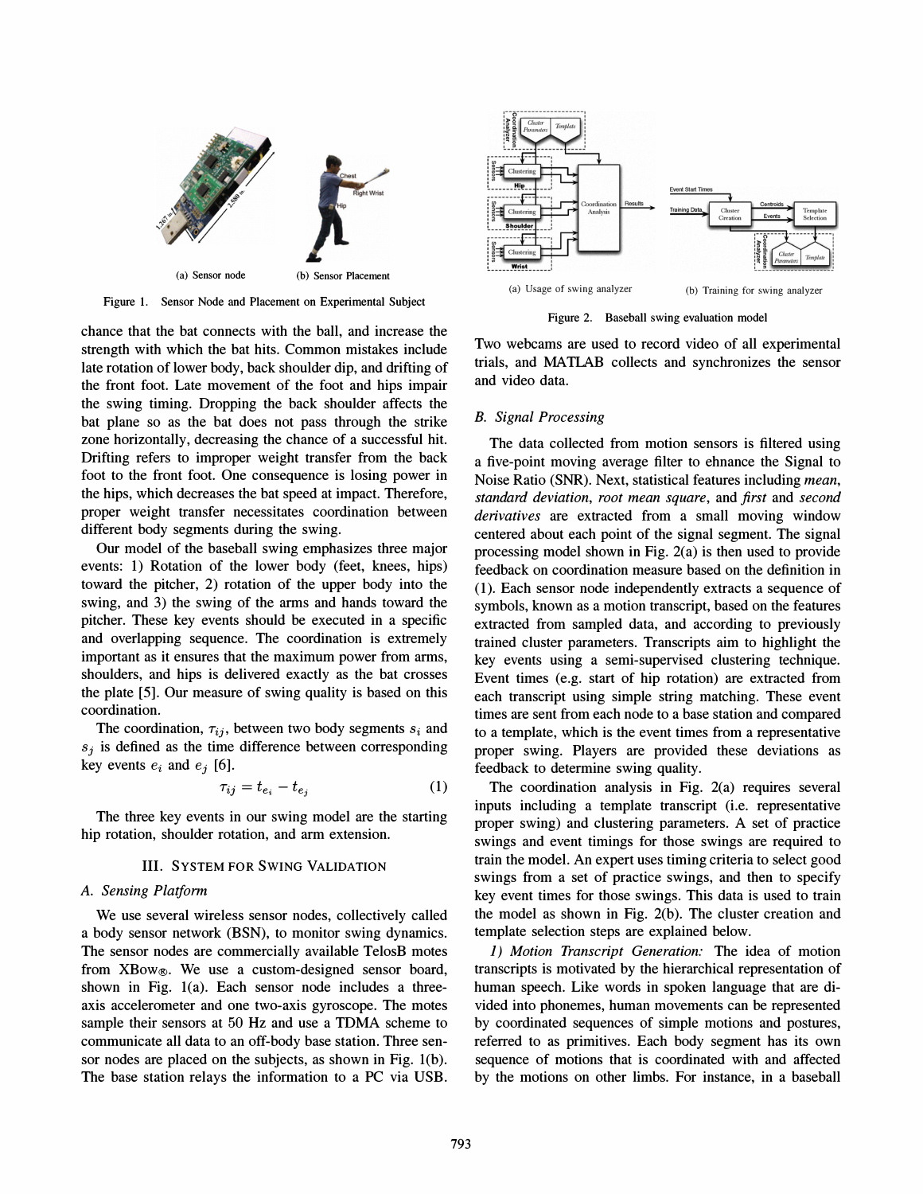(a) Sensor node (b) Sensor Placement

Figure 1. Sensor Node and Placement on Experimental Subject

chance that the bat connects with the ball, and increase the strength with which the bat hits. Common mistakes include late rotation of lower body, back shoulder dip, and drifting of the front foot. Late movement of the foot and hips impair the swing timing. Dropping the back shoulder affects the bat plane so as the bat does not pass through the strike zone horizontally, decreasing the chance of a successful hit. Drifting refers to improper weight transfer from the back foot to the front foot. One consequence is losing power in the hips, which decreases the bat speed at impact. Therefore, proper weight transfer necessitates coordination between different body segments during the swing.

Our model of the baseball swing emphasizes three major events: 1) Rotation of the lower body (feet, knees, hips) toward the pitcher, 2) rotation of the upper body into the swing, and 3) the swing of the arms and hands toward the pitcher. These key events should be executed in a specific and overlapping sequence. The coordination is extremely important as it ensures that the maximum power from arms, shoulders, and hips is delivered exactly as the bat crosses the plate [5]. Our measure of swing quality is based on this coordination.

The coordination, $\tau_{ij}$, between two body segments $s_i$ and $s_j$ is defined as the time difference between corresponding key events $e_i$ and $e_j$ [6].

$$\tau_{ij} = t_{e_i} - t_{e_j} \tag{1}$$

The three key events in our swing model are the starting hip rotation, shoulder rotation, and arm extension.

## III. System for Swing Validation

### A. Sensing Platform

We use several wireless sensor nodes, collectively called a body sensor network (BSN), to monitor swing dynamics. The sensor nodes are commercially available TelosB motes from XBow®. We use a custom-designed sensor board, shown in Fig. 1(a). Each sensor node includes a three-axis accelerometer and one two-axis gyroscope. The motes sample their sensors at 50 Hz and use a TDMA scheme to communicate all data to an off-body base station. Three sensor nodes are placed on the subjects, as shown in Fig. 1(b). The base station relays the information to a PC via USB. Two webcams are used to record video of all experimental trials, and MATLAB collects and synchronizes the sensor and video data.

(a) Usage of swing analyzer (b) Training for swing analyzer

Figure 2. Baseball swing evaluation model

### B. Signal Processing

The data collected from motion sensors is filtered using a five-point moving average filter to ehnance the Signal to Noise Ratio (SNR). Next, statistical features including *mean*, *standard deviation*, *root mean square*, and *first* and *second derivatives* are extracted from a small moving window centered about each point of the signal segment. The signal processing model shown in Fig. 2(a) is then used to provide feedback on coordination measure based on the definition in (1). Each sensor node independently extracts a sequence of symbols, known as a motion transcript, based on the features extracted from sampled data, and according to previously trained cluster parameters. Transcripts aim to highlight the key events using a semi-supervised clustering technique. Event times (e.g. start of hip rotation) are extracted from each transcript using simple string matching. These event times are sent from each node to a base station and compared to a template, which is the event times from a representative proper swing. Players are provided these deviations as feedback to determine swing quality.

The coordination analysis in Fig. 2(a) requires several inputs including a template transcript (i.e. representative proper swing) and clustering parameters. A set of practice swings and event timings for those swings are required to train the model. An expert uses timing criteria to select good swings from a set of practice swings, and then to specify key event times for those swings. This data is used to train the model as shown in Fig. 2(b). The cluster creation and template selection steps are explained below.

*1) Motion Transcript Generation:* The idea of motion transcripts is motivated by the hierarchical representation of human speech. Like words in spoken language that are divided into phonemes, human movements can be represented by coordinated sequences of simple motions and postures, referred to as primitives. Each body segment has its own sequence of motions that is coordinated with and affected by the motions on other limbs. For instance, in a baseball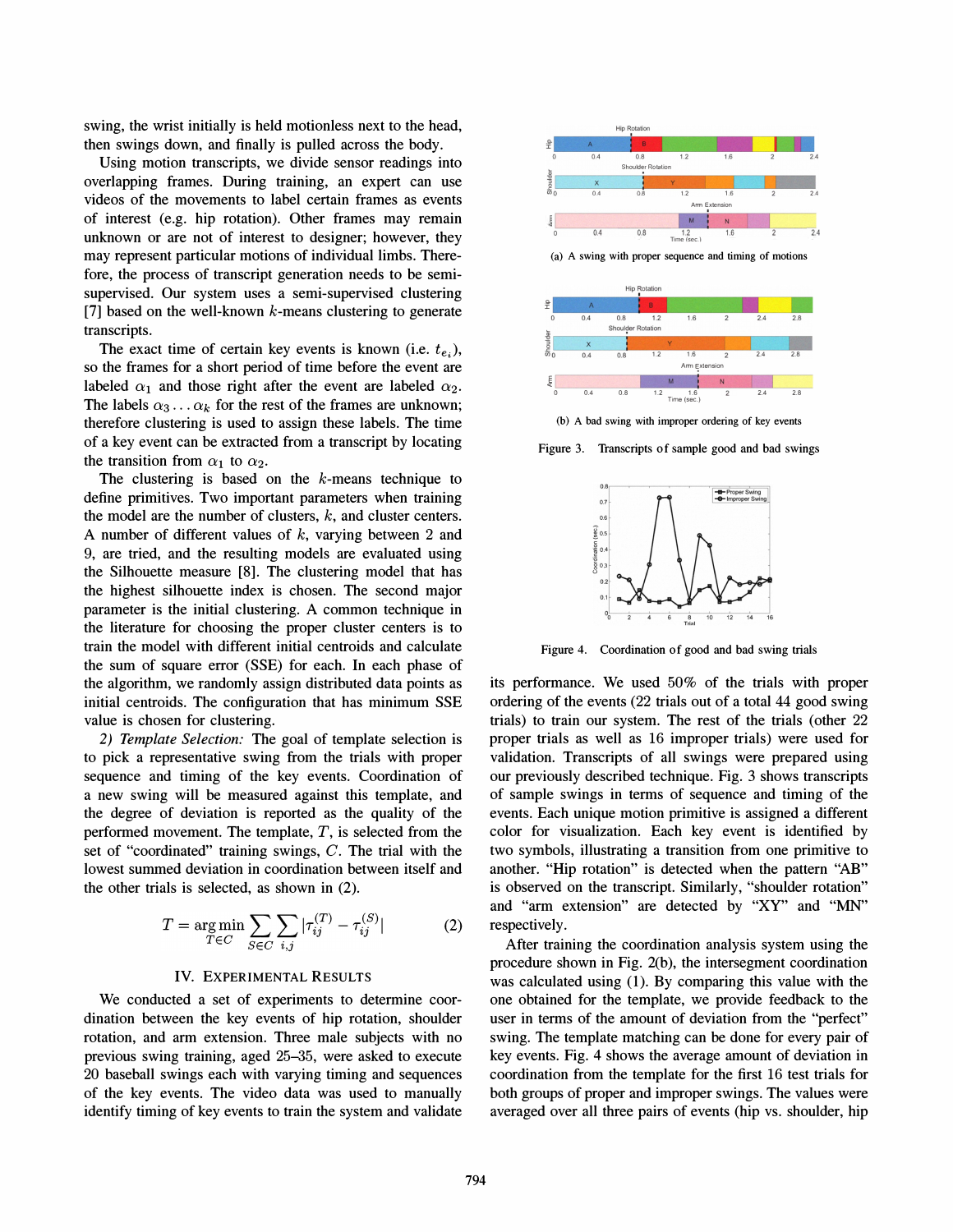swing, the wrist initially is held motionless next to the head, then swings down, and finally is pulled across the body.

Using motion transcripts, we divide sensor readings into overlapping frames. During training, an expert can use videos of the movements to label certain frames as events of interest (e.g. hip rotation). Other frames may remain unknown or are not of interest to designer; however, they may represent particular motions of individual limbs. Therefore, the process of transcript generation needs to be semi-supervised. Our system uses a semi-supervised clustering [7] based on the well-known $k$-means clustering to generate transcripts.

The exact time of certain key events is known (i.e. $t_{e_i}$), so the frames for a short period of time before the event are labeled $\alpha_1$ and those right after the event are labeled $\alpha_2$. The labels $\alpha_3 \ldots \alpha_k$ for the rest of the frames are unknown; therefore clustering is used to assign these labels. The time of a key event can be extracted from a transcript by locating the transition from $\alpha_1$ to $\alpha_2$.

The clustering is based on the $k$-means technique to define primitives. Two important parameters when training the model are the number of clusters, $k$, and cluster centers. A number of different values of $k$, varying between 2 and 9, are tried, and the resulting models are evaluated using the Silhouette measure [8]. The clustering model that has the highest silhouette index is chosen. The second major parameter is the initial clustering. A common technique in the literature for choosing the proper cluster centers is to train the model with different initial centroids and calculate the sum of square error (SSE) for each. In each phase of the algorithm, we randomly assign distributed data points as initial centroids. The configuration that has minimum SSE value is chosen for clustering.

*2) Template Selection:* The goal of template selection is to pick a representative swing from the trials with proper sequence and timing of the key events. Coordination of a new swing will be measured against this template, and the degree of deviation is reported as the quality of the performed movement. The template, $T$, is selected from the set of "coordinated" training swings, $C$. The trial with the lowest summed deviation in coordination between itself and the other trials is selected, as shown in (2).

$$T = \arg\min_{T \in C} \sum_{S \in C} \sum_{i,j} |\tau_{ij}^{(T)} - \tau_{ij}^{(S)}| \tag{2}$$

## IV. Experimental Results

We conducted a set of experiments to determine coordination between the key events of hip rotation, shoulder rotation, and arm extension. Three male subjects with no previous swing training, aged 25–35, were asked to execute 20 baseball swings each with varying timing and sequences of the key events. The video data was used to manually identify timing of key events to train the system and validate its performance. We used 50% of the trials with proper ordering of the events (22 trials out of a total 44 good swing trials) to train our system. The rest of the trials (other 22 proper trials as well as 16 improper trials) were used for validation. Transcripts of all swings were prepared using our previously described technique. Fig. 3 shows transcripts of sample swings in terms of sequence and timing of the events. Each unique motion primitive is assigned a different color for visualization. Each key event is identified by two symbols, illustrating a transition from one primitive to another. "Hip rotation" is detected when the pattern "AB" is observed on the transcript. Similarly, "shoulder rotation" and "arm extension" are detected by "XY" and "MN" respectively.

(a) A swing with proper sequence and timing of motions

(b) A bad swing with improper ordering of key events

Figure 3. Transcripts of sample good and bad swings

Figure 4. Coordination of good and bad swing trials

After training the coordination analysis system using the procedure shown in Fig. 2(b), the intersegment coordination was calculated using (1). By comparing this value with the one obtained for the template, we provide feedback to the user in terms of the amount of deviation from the "perfect" swing. The template matching can be done for every pair of key events. Fig. 4 shows the average amount of deviation in coordination from the template for the first 16 test trials for both groups of proper and improper swings. The values were averaged over all three pairs of events (hip vs. shoulder, hip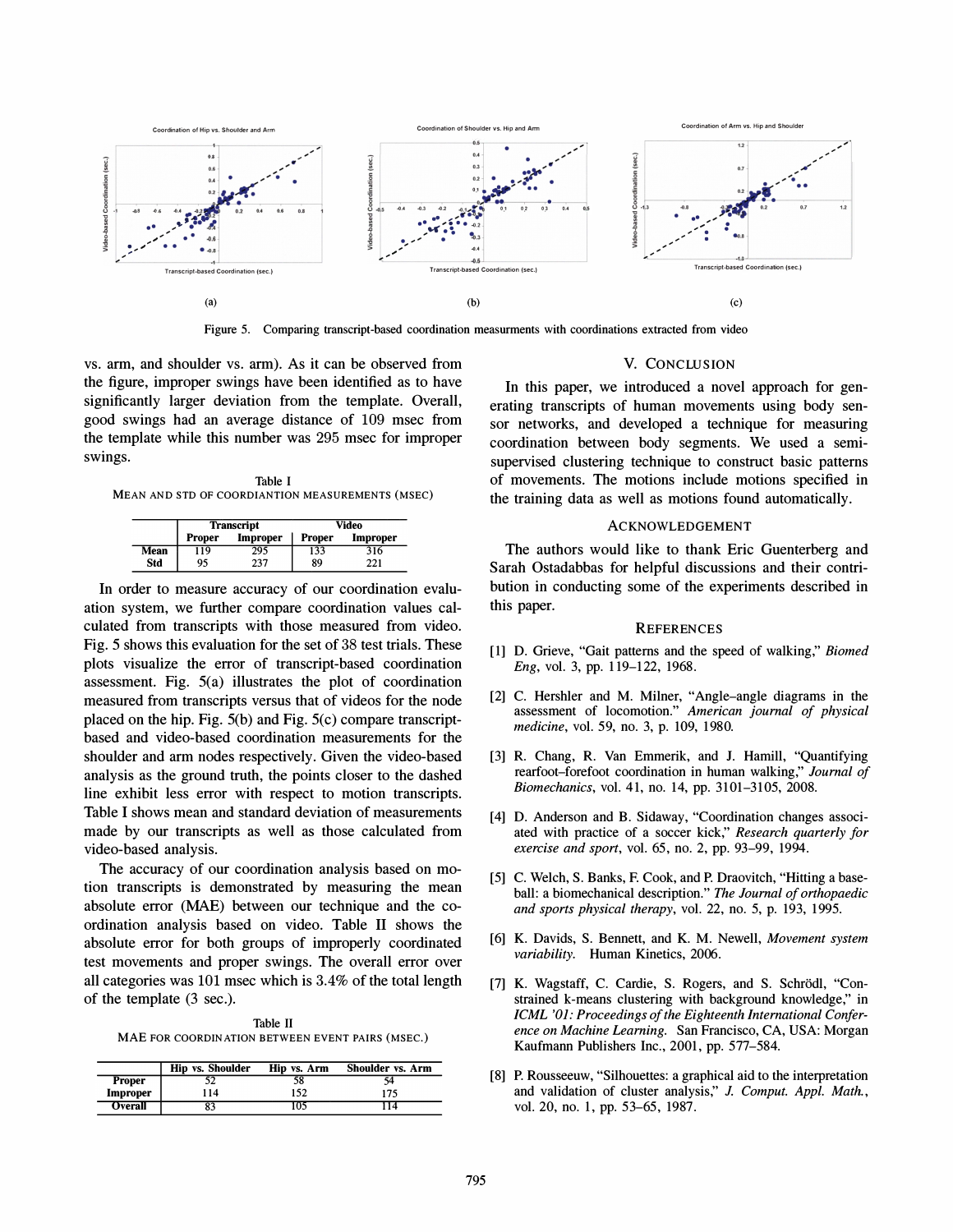Coordination of Hip vs. Shoulder and Arm

Video-based Coordination (sec.)

Transcript-based Coordination (sec.)

(a)

Coordination of Shoulder vs. Hip and Arm

Video-based Coordination (sec.)

Transcript-based Coordination (sec.)

(b)

Coordination of Arm vs. Hip and Shoulder

Video-based Coordination (sec.)

Transcript-based Coordination (sec.)

(c)

Figure 5. Comparing transcript-based coordination measurments with coordinations extracted from video

vs. arm, and shoulder vs. arm). As it can be observed from the figure, improper swings have been identified as to have significantly larger deviation from the template. Overall, good swings had an average distance of 109 msec from the template while this number was 295 msec for improper swings.

Table I
MEAN AND STD OF COORDIANTION MEASUREMENTS (MSEC)

| | Transcript | | Video | |
|---|---|---|---|---|
| | Proper | Improper | Proper | Improper |
| **Mean** | 119 | 295 | 133 | 316 |
| **Std** | 95 | 237 | 89 | 221 |

In order to measure accuracy of our coordination evaluation system, we further compare coordination values calculated from transcripts with those measured from video. Fig. 5 shows this evaluation for the set of 38 test trials. These plots visualize the error of transcript-based coordination assessment. Fig. 5(a) illustrates the plot of coordination measured from transcripts versus that of videos for the node placed on the hip. Fig. 5(b) and Fig. 5(c) compare transcript-based and video-based coordination measurements for the shoulder and arm nodes respectively. Given the video-based analysis as the ground truth, the points closer to the dashed line exhibit less error with respect to motion transcripts. Table I shows mean and standard deviation of measurements made by our transcripts as well as those calculated from video-based analysis.

The accuracy of our coordination analysis based on motion transcripts is demonstrated by measuring the mean absolute error (MAE) between our technique and the coordination analysis based on video. Table II shows the absolute error for both groups of improperly coordinated test movements and proper swings. The overall error over all categories was 101 msec which is 3.4% of the total length of the template (3 sec.).

Table II
MAE FOR COORDINATION BETWEEN EVENT PAIRS (MSEC.)

| | Hip vs. Shoulder | Hip vs. Arm | Shoulder vs. Arm |
|---|---|---|---|
| **Proper** | 52 | 58 | 54 |
| **Improper** | 114 | 152 | 175 |
| **Overall** | 83 | 105 | 114 |

## V. Conclusion

In this paper, we introduced a novel approach for generating transcripts of human movements using body sensor networks, and developed a technique for measuring coordination between body segments. We used a semi-supervised clustering technique to construct basic patterns of movements. The motions include motions specified in the training data as well as motions found automatically.

## Acknowledgement

The authors would like to thank Eric Guenterberg and Sarah Ostadabbas for helpful discussions and their contribution in conducting some of the experiments described in this paper.

## References

[1] D. Grieve, "Gait patterns and the speed of walking," *Biomed Eng*, vol. 3, pp. 119–122, 1968.

[2] C. Hershler and M. Milner, "Angle–angle diagrams in the assessment of locomotion." *American journal of physical medicine*, vol. 59, no. 3, p. 109, 1980.

[3] R. Chang, R. Van Emmerik, and J. Hamill, "Quantifying rearfoot–forefoot coordination in human walking," *Journal of Biomechanics*, vol. 41, no. 14, pp. 3101–3105, 2008.

[4] D. Anderson and B. Sidaway, "Coordination changes associated with practice of a soccer kick," *Research quarterly for exercise and sport*, vol. 65, no. 2, pp. 93–99, 1994.

[5] C. Welch, S. Banks, F. Cook, and P. Draovitch, "Hitting a baseball: a biomechanical description." *The Journal of orthopaedic and sports physical therapy*, vol. 22, no. 5, p. 193, 1995.

[6] K. Davids, S. Bennett, and K. M. Newell, *Movement system variability*. Human Kinetics, 2006.

[7] K. Wagstaff, C. Cardie, S. Rogers, and S. Schrödl, "Constrained k-means clustering with background knowledge," in *ICML '01: Proceedings of the Eighteenth International Conference on Machine Learning*. San Francisco, CA, USA: Morgan Kaufmann Publishers Inc., 2001, pp. 577–584.

[8] P. Rousseeuw, "Silhouettes: a graphical aid to the interpretation and validation of cluster analysis," *J. Comput. Appl. Math.*, vol. 20, no. 1, pp. 53–65, 1987.